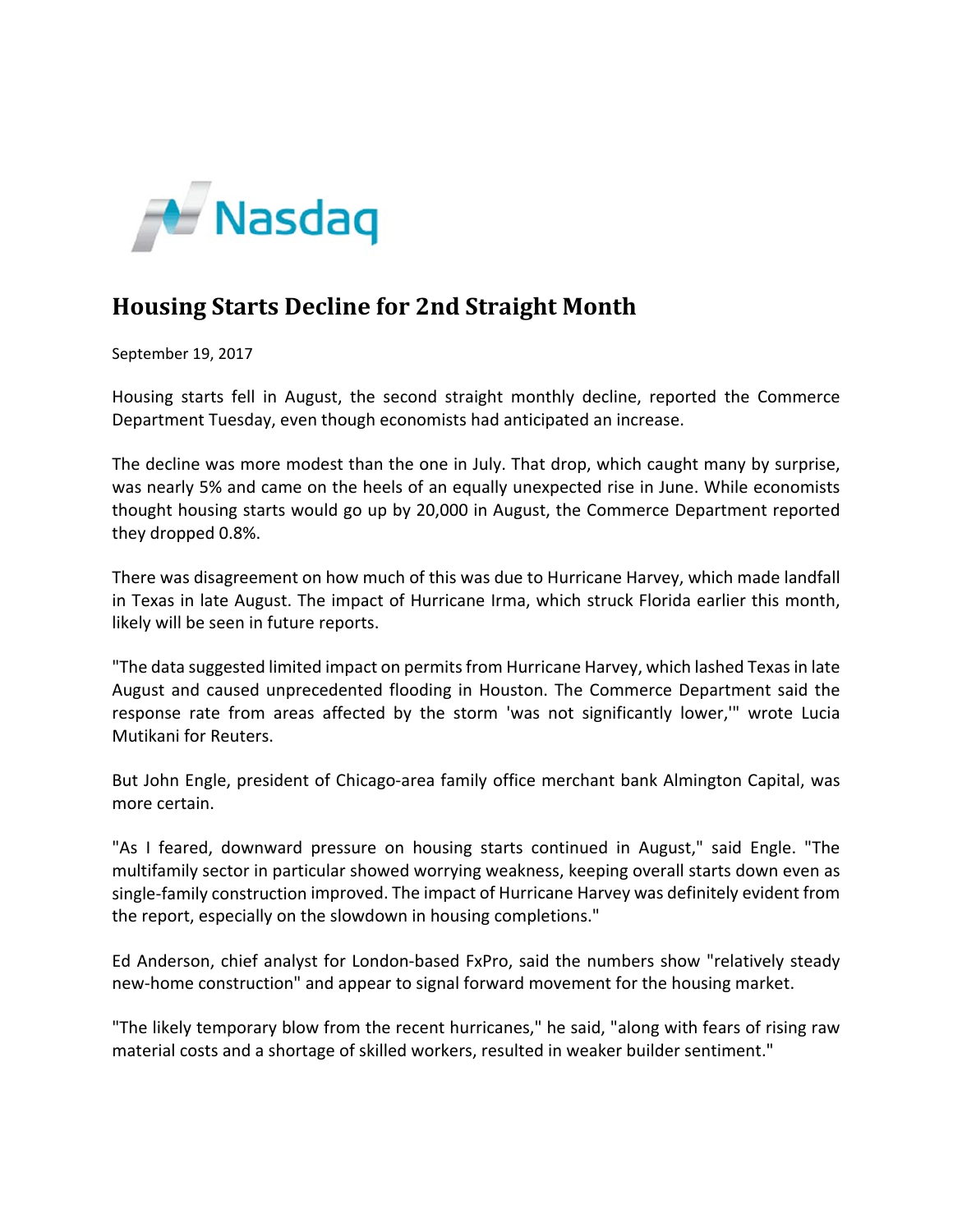Nasdaq

# Housing Starts Decline for 2nd Straight Month

September 19, 2017

Housing starts fell in August, the second straight monthly decline, reported the Commerce Department Tuesday, even though economists had anticipated an increase.

The decline was more modest than the one in July. That drop, which caught many by surprise, was nearly 5% and came on the heels of an equally unexpected rise in June. While economists thought housing starts would go up by 20,000 in August, the Commerce Department reported they dropped 0.8%.

There was disagreement on how much of this was due to Hurricane Harvey, which made landfall in Texas in late August. The impact of Hurricane Irma, which struck Florida earlier this month, likely will be seen in future reports.

"The data suggested limited impact on permits from Hurricane Harvey, which lashed Texas in late August and caused unprecedented flooding in Houston. The Commerce Department said the response rate from areas affected by the storm 'was not significantly lower,'" wrote Lucia Mutikani for Reuters.

But John Engle, president of Chicago-area family office merchant bank Almington Capital, was more certain.

"As I feared, downward pressure on housing starts continued in August," said Engle. "The multifamily sector in particular showed worrying weakness, keeping overall starts down even as single-family construction improved. The impact of Hurricane Harvey was definitely evident from the report, especially on the slowdown in housing completions."

Ed Anderson, chief analyst for London-based FxPro, said the numbers show "relatively steady new-home construction" and appear to signal forward movement for the housing market.

"The likely temporary blow from the recent hurricanes," he said, "along with fears of rising raw material costs and a shortage of skilled workers, resulted in weaker builder sentiment."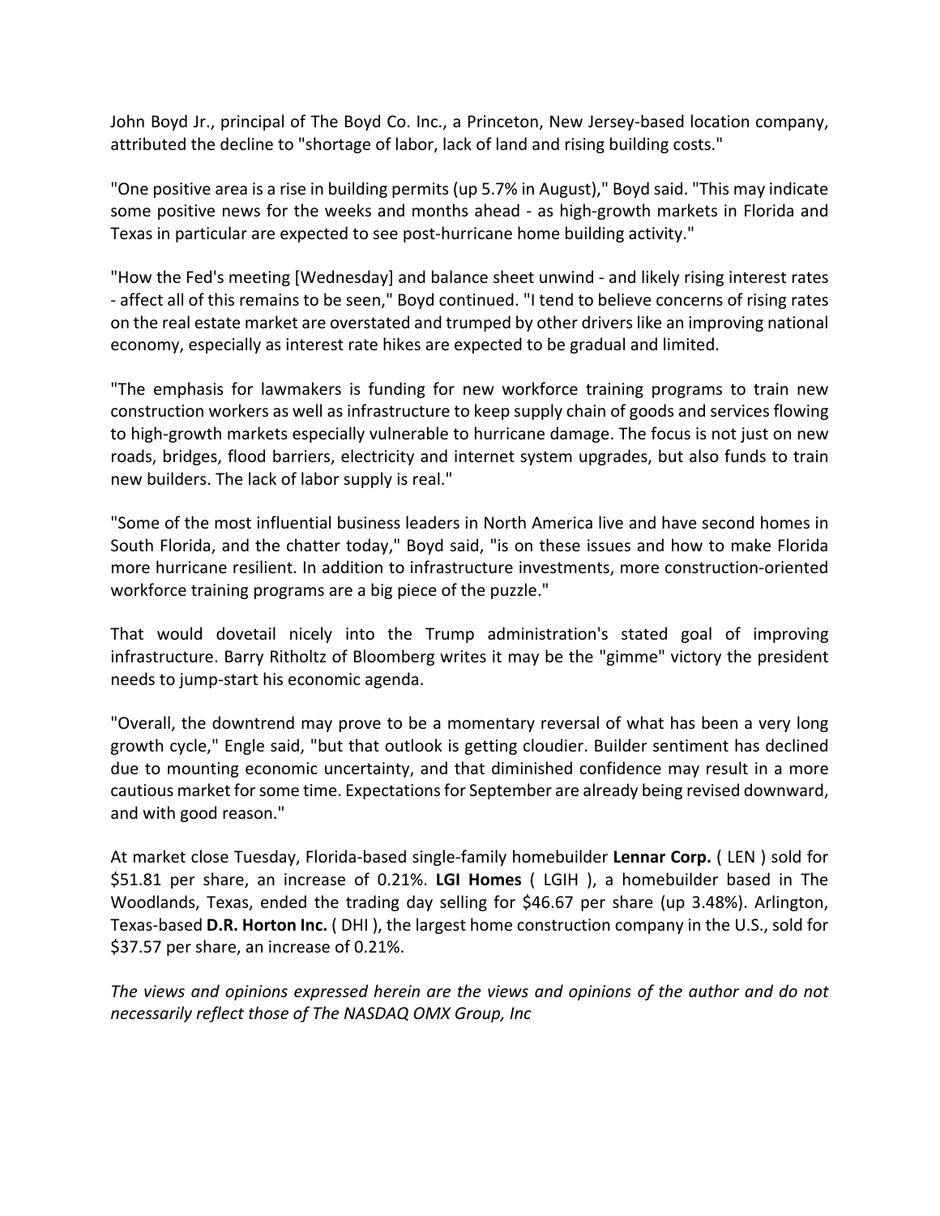John Boyd Jr., principal of The Boyd Co. Inc., a Princeton, New Jersey-based location company, attributed the decline to "shortage of labor, lack of land and rising building costs."

"One positive area is a rise in building permits (up 5.7% in August)," Boyd said. "This may indicate some positive news for the weeks and months ahead - as high-growth markets in Florida and Texas in particular are expected to see post-hurricane home building activity."

"How the Fed's meeting [Wednesday] and balance sheet unwind - and likely rising interest rates - affect all of this remains to be seen," Boyd continued. "I tend to believe concerns of rising rates on the real estate market are overstated and trumped by other drivers like an improving national economy, especially as interest rate hikes are expected to be gradual and limited.

"The emphasis for lawmakers is funding for new workforce training programs to train new construction workers as well as infrastructure to keep supply chain of goods and services flowing to high-growth markets especially vulnerable to hurricane damage. The focus is not just on new roads, bridges, flood barriers, electricity and internet system upgrades, but also funds to train new builders. The lack of labor supply is real."

"Some of the most influential business leaders in North America live and have second homes in South Florida, and the chatter today," Boyd said, "is on these issues and how to make Florida more hurricane resilient. In addition to infrastructure investments, more construction-oriented workforce training programs are a big piece of the puzzle."

That would dovetail nicely into the Trump administration's stated goal of improving infrastructure. Barry Ritholtz of Bloomberg writes it may be the "gimme" victory the president needs to jump-start his economic agenda.

"Overall, the downtrend may prove to be a momentary reversal of what has been a very long growth cycle," Engle said, "but that outlook is getting cloudier. Builder sentiment has declined due to mounting economic uncertainty, and that diminished confidence may result in a more cautious market for some time. Expectations for September are already being revised downward, and with good reason."

At market close Tuesday, Florida-based single-family homebuilder **Lennar Corp.** ( LEN ) sold for $51.81 per share, an increase of 0.21%. **LGI Homes** ( LGIH ), a homebuilder based in The Woodlands, Texas, ended the trading day selling for $46.67 per share (up 3.48%). Arlington, Texas-based **D.R. Horton Inc.** ( DHI ), the largest home construction company in the U.S., sold for $37.57 per share, an increase of 0.21%.

*The views and opinions expressed herein are the views and opinions of the author and do not necessarily reflect those of The NASDAQ OMX Group, Inc*